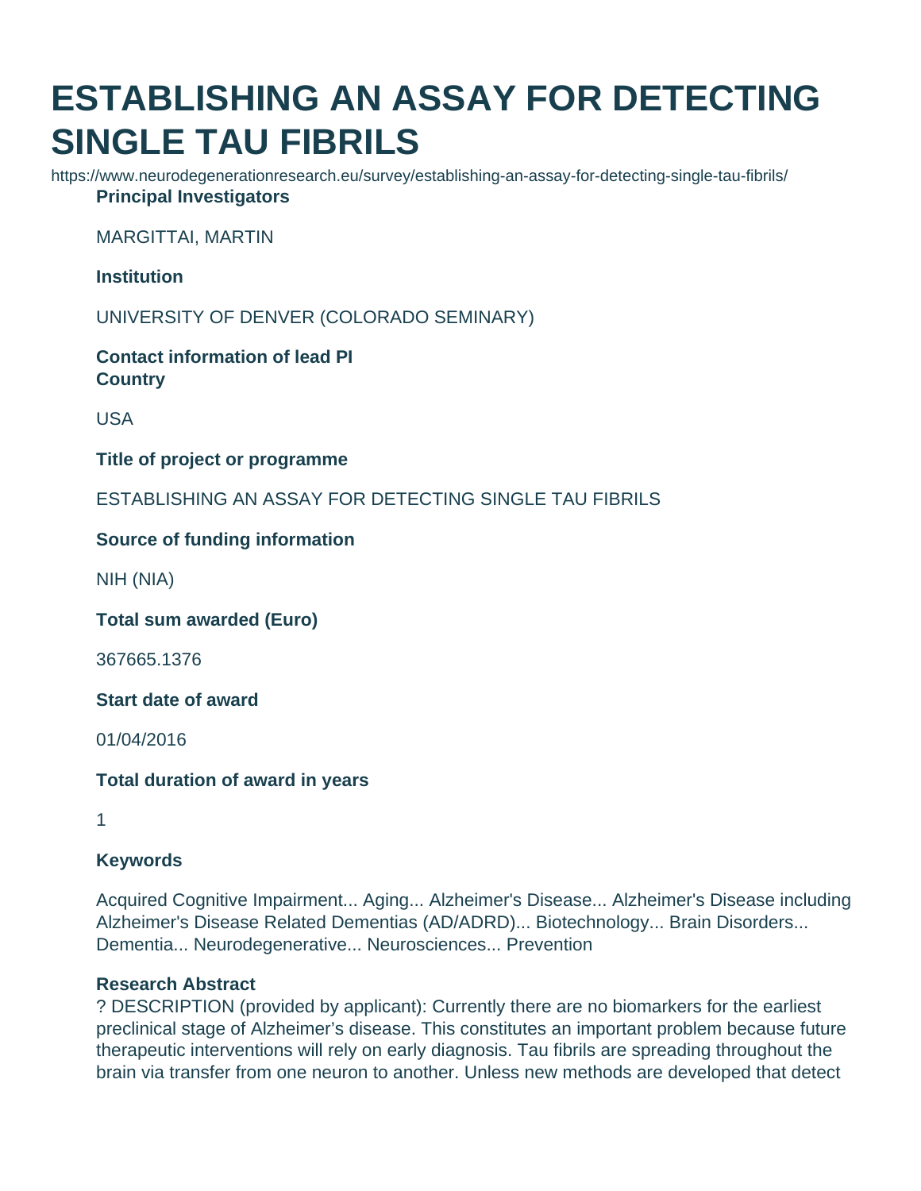# ESTABLISHING AN ASSAY FOR DETECTING SINGLE TAU FIBRILS

https://www.neurodegenerationresearch.eu/survey/establishing-an-assay-for-detecting-single-tau-fibrils/

**Principal Investigators**

MARGITTAI, MARTIN

**Institution**

UNIVERSITY OF DENVER (COLORADO SEMINARY)

**Contact information of lead PI**

**Country**

USA

**Title of project or programme**

ESTABLISHING AN ASSAY FOR DETECTING SINGLE TAU FIBRILS

**Source of funding information**

NIH (NIA)

**Total sum awarded (Euro)**

367665.1376

**Start date of award**

01/04/2016

**Total duration of award in years**

1

**Keywords**

Acquired Cognitive Impairment... Aging... Alzheimer's Disease... Alzheimer's Disease including Alzheimer's Disease Related Dementias (AD/ADRD)... Biotechnology... Brain Disorders... Dementia... Neurodegenerative... Neurosciences... Prevention

**Research Abstract**

? DESCRIPTION (provided by applicant): Currently there are no biomarkers for the earliest preclinical stage of Alzheimer's disease. This constitutes an important problem because future therapeutic interventions will rely on early diagnosis. Tau fibrils are spreading throughout the brain via transfer from one neuron to another. Unless new methods are developed that detect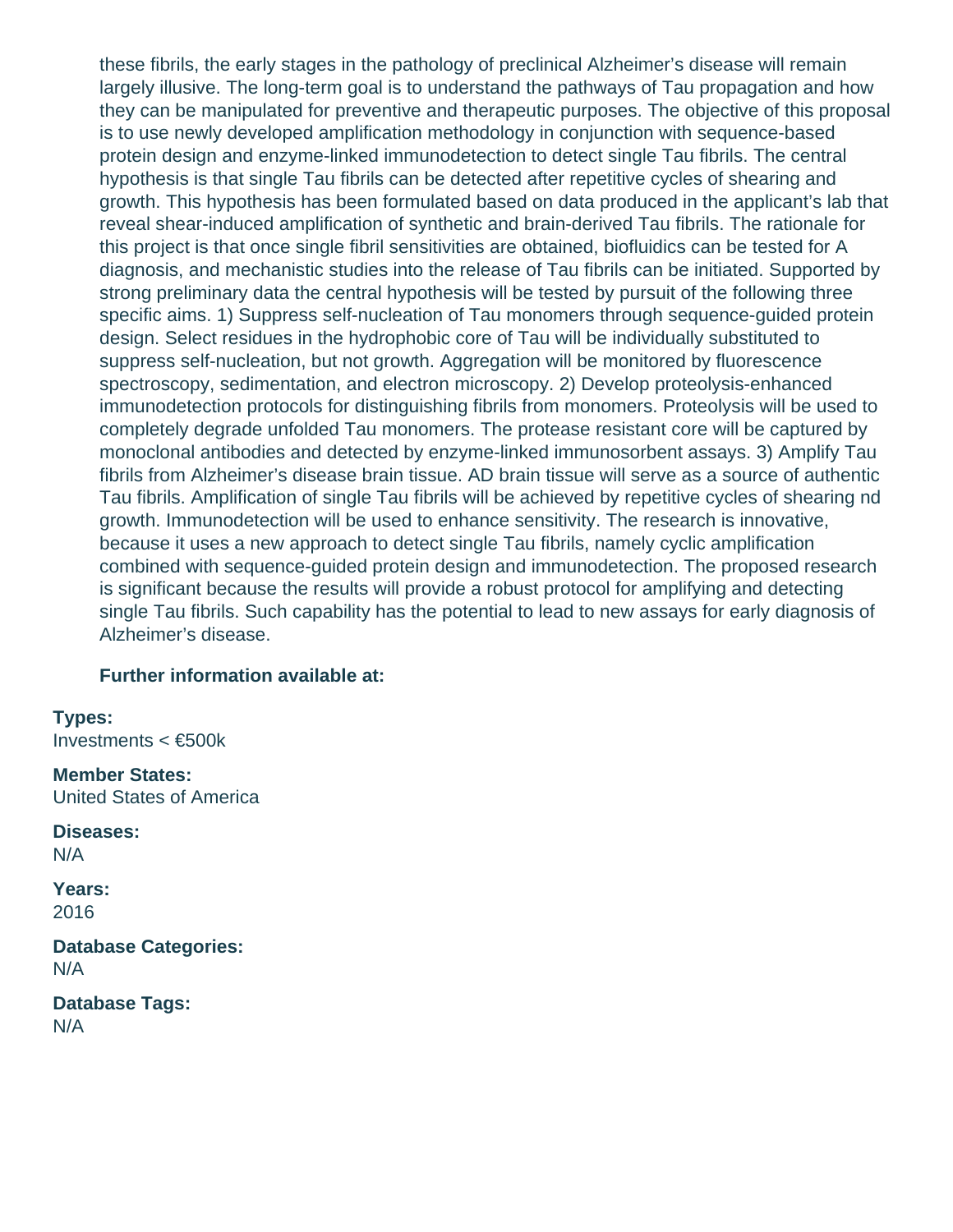these fibrils, the early stages in the pathology of preclinical Alzheimer's disease will remain largely illusive. The long-term goal is to understand the pathways of Tau propagation and how they can be manipulated for preventive and therapeutic purposes. The objective of this proposal is to use newly developed amplification methodology in conjunction with sequence-based protein design and enzyme-linked immunodetection to detect single Tau fibrils. The central hypothesis is that single Tau fibrils can be detected after repetitive cycles of shearing and growth. This hypothesis has been formulated based on data produced in the applicant's lab that reveal shear-induced amplification of synthetic and brain-derived Tau fibrils. The rationale for this project is that once single fibril sensitivities are obtained, biofluidics can be tested for A diagnosis, and mechanistic studies into the release of Tau fibrils can be initiated. Supported by strong preliminary data the central hypothesis will be tested by pursuit of the following three specific aims. 1) Suppress self-nucleation of Tau monomers through sequence-guided protein design. Select residues in the hydrophobic core of Tau will be individually substituted to suppress self-nucleation, but not growth. Aggregation will be monitored by fluorescence spectroscopy, sedimentation, and electron microscopy. 2) Develop proteolysis-enhanced immunodetection protocols for distinguishing fibrils from monomers. Proteolysis will be used to completely degrade unfolded Tau monomers. The protease resistant core will be captured by monoclonal antibodies and detected by enzyme-linked immunosorbent assays. 3) Amplify Tau fibrils from Alzheimer's disease brain tissue. AD brain tissue will serve as a source of authentic Tau fibrils. Amplification of single Tau fibrils will be achieved by repetitive cycles of shearing nd growth. Immunodetection will be used to enhance sensitivity. The research is innovative, because it uses a new approach to detect single Tau fibrils, namely cyclic amplification combined with sequence-guided protein design and immunodetection. The proposed research is significant because the results will provide a robust protocol for amplifying and detecting single Tau fibrils. Such capability has the potential to lead to new assays for early diagnosis of Alzheimer's disease.

**Further information available at:**

**Types:**
Investments < €500k

**Member States:**
United States of America

**Diseases:**
N/A

**Years:**
2016

**Database Categories:**
N/A

**Database Tags:**
N/A